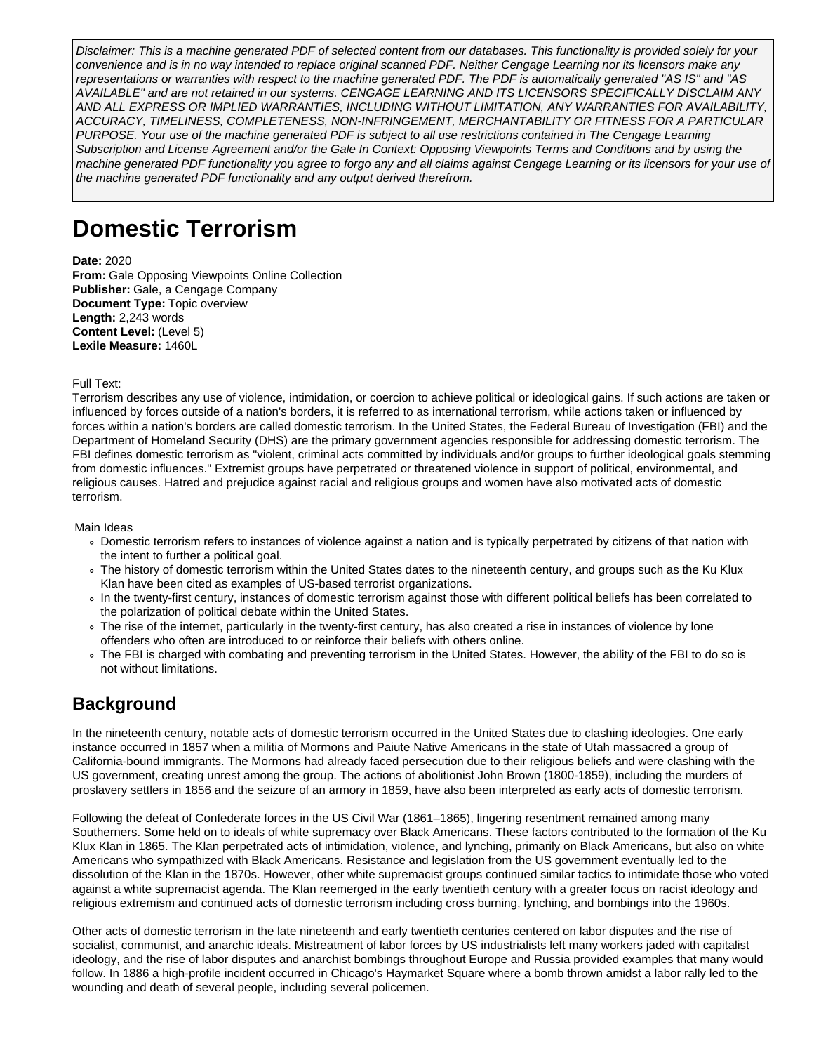*Disclaimer: This is a machine generated PDF of selected content from our databases. This functionality is provided solely for your convenience and is in no way intended to replace original scanned PDF. Neither Cengage Learning nor its licensors make any representations or warranties with respect to the machine generated PDF. The PDF is automatically generated "AS IS" and "AS AVAILABLE" and are not retained in our systems. CENGAGE LEARNING AND ITS LICENSORS SPECIFICALLY DISCLAIM ANY AND ALL EXPRESS OR IMPLIED WARRANTIES, INCLUDING WITHOUT LIMITATION, ANY WARRANTIES FOR AVAILABILITY, ACCURACY, TIMELINESS, COMPLETENESS, NON-INFRINGEMENT, MERCHANTABILITY OR FITNESS FOR A PARTICULAR PURPOSE. Your use of the machine generated PDF is subject to all use restrictions contained in The Cengage Learning Subscription and License Agreement and/or the Gale In Context: Opposing Viewpoints Terms and Conditions and by using the machine generated PDF functionality you agree to forgo any and all claims against Cengage Learning or its licensors for your use of the machine generated PDF functionality and any output derived therefrom.*

# Domestic Terrorism

**Date:** 2020
**From:** Gale Opposing Viewpoints Online Collection
**Publisher:** Gale, a Cengage Company
**Document Type:** Topic overview
**Length:** 2,243 words
**Content Level:** (Level 5)
**Lexile Measure:** 1460L

Full Text:

Terrorism describes any use of violence, intimidation, or coercion to achieve political or ideological gains. If such actions are taken or influenced by forces outside of a nation's borders, it is referred to as international terrorism, while actions taken or influenced by forces within a nation's borders are called domestic terrorism. In the United States, the Federal Bureau of Investigation (FBI) and the Department of Homeland Security (DHS) are the primary government agencies responsible for addressing domestic terrorism. The FBI defines domestic terrorism as "violent, criminal acts committed by individuals and/or groups to further ideological goals stemming from domestic influences." Extremist groups have perpetrated or threatened violence in support of political, environmental, and religious causes. Hatred and prejudice against racial and religious groups and women have also motivated acts of domestic terrorism.

Main Ideas

- Domestic terrorism refers to instances of violence against a nation and is typically perpetrated by citizens of that nation with the intent to further a political goal.
- The history of domestic terrorism within the United States dates to the nineteenth century, and groups such as the Ku Klux Klan have been cited as examples of US-based terrorist organizations.
- In the twenty-first century, instances of domestic terrorism against those with different political beliefs has been correlated to the polarization of political debate within the United States.
- The rise of the internet, particularly in the twenty-first century, has also created a rise in instances of violence by lone offenders who often are introduced to or reinforce their beliefs with others online.
- The FBI is charged with combating and preventing terrorism in the United States. However, the ability of the FBI to do so is not without limitations.

## Background

In the nineteenth century, notable acts of domestic terrorism occurred in the United States due to clashing ideologies. One early instance occurred in 1857 when a militia of Mormons and Paiute Native Americans in the state of Utah massacred a group of California-bound immigrants. The Mormons had already faced persecution due to their religious beliefs and were clashing with the US government, creating unrest among the group. The actions of abolitionist John Brown (1800-1859), including the murders of proslavery settlers in 1856 and the seizure of an armory in 1859, have also been interpreted as early acts of domestic terrorism.

Following the defeat of Confederate forces in the US Civil War (1861–1865), lingering resentment remained among many Southerners. Some held on to ideals of white supremacy over Black Americans. These factors contributed to the formation of the Ku Klux Klan in 1865. The Klan perpetrated acts of intimidation, violence, and lynching, primarily on Black Americans, but also on white Americans who sympathized with Black Americans. Resistance and legislation from the US government eventually led to the dissolution of the Klan in the 1870s. However, other white supremacist groups continued similar tactics to intimidate those who voted against a white supremacist agenda. The Klan reemerged in the early twentieth century with a greater focus on racist ideology and religious extremism and continued acts of domestic terrorism including cross burning, lynching, and bombings into the 1960s.

Other acts of domestic terrorism in the late nineteenth and early twentieth centuries centered on labor disputes and the rise of socialist, communist, and anarchic ideals. Mistreatment of labor forces by US industrialists left many workers jaded with capitalist ideology, and the rise of labor disputes and anarchist bombings throughout Europe and Russia provided examples that many would follow. In 1886 a high-profile incident occurred in Chicago's Haymarket Square where a bomb thrown amidst a labor rally led to the wounding and death of several people, including several policemen.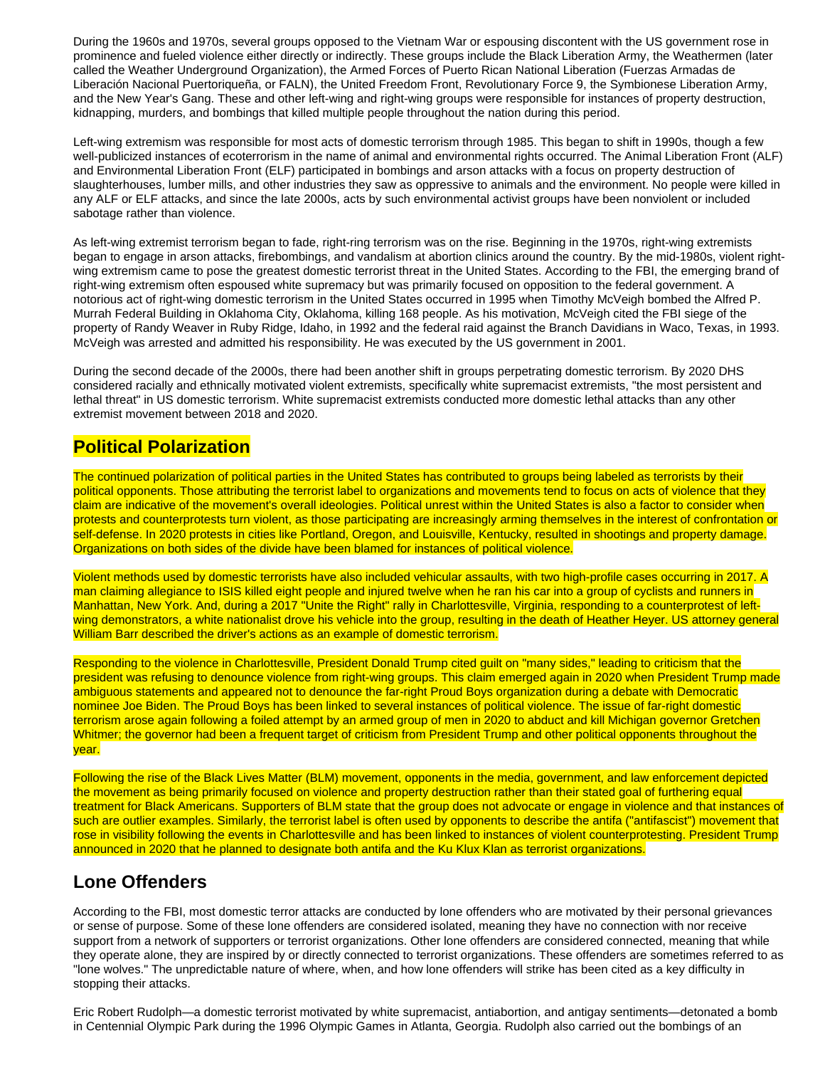During the 1960s and 1970s, several groups opposed to the Vietnam War or espousing discontent with the US government rose in prominence and fueled violence either directly or indirectly. These groups include the Black Liberation Army, the Weathermen (later called the Weather Underground Organization), the Armed Forces of Puerto Rican National Liberation (Fuerzas Armadas de Liberación Nacional Puertoriqueña, or FALN), the United Freedom Front, Revolutionary Force 9, the Symbionese Liberation Army, and the New Year's Gang. These and other left-wing and right-wing groups were responsible for instances of property destruction, kidnapping, murders, and bombings that killed multiple people throughout the nation during this period.

Left-wing extremism was responsible for most acts of domestic terrorism through 1985. This began to shift in 1990s, though a few well-publicized instances of ecoterrorism in the name of animal and environmental rights occurred. The Animal Liberation Front (ALF) and Environmental Liberation Front (ELF) participated in bombings and arson attacks with a focus on property destruction of slaughterhouses, lumber mills, and other industries they saw as oppressive to animals and the environment. No people were killed in any ALF or ELF attacks, and since the late 2000s, acts by such environmental activist groups have been nonviolent or included sabotage rather than violence.

As left-wing extremist terrorism began to fade, right-ring terrorism was on the rise. Beginning in the 1970s, right-wing extremists began to engage in arson attacks, firebombings, and vandalism at abortion clinics around the country. By the mid-1980s, violent right-wing extremism came to pose the greatest domestic terrorist threat in the United States. According to the FBI, the emerging brand of right-wing extremism often espoused white supremacy but was primarily focused on opposition to the federal government. A notorious act of right-wing domestic terrorism in the United States occurred in 1995 when Timothy McVeigh bombed the Alfred P. Murrah Federal Building in Oklahoma City, Oklahoma, killing 168 people. As his motivation, McVeigh cited the FBI siege of the property of Randy Weaver in Ruby Ridge, Idaho, in 1992 and the federal raid against the Branch Davidians in Waco, Texas, in 1993. McVeigh was arrested and admitted his responsibility. He was executed by the US government in 2001.

During the second decade of the 2000s, there had been another shift in groups perpetrating domestic terrorism. By 2020 DHS considered racially and ethnically motivated violent extremists, specifically white supremacist extremists, "the most persistent and lethal threat" in US domestic terrorism. White supremacist extremists conducted more domestic lethal attacks than any other extremist movement between 2018 and 2020.

## Political Polarization

The continued polarization of political parties in the United States has contributed to groups being labeled as terrorists by their political opponents. Those attributing the terrorist label to organizations and movements tend to focus on acts of violence that they claim are indicative of the movement's overall ideologies. Political unrest within the United States is also a factor to consider when protests and counterprotests turn violent, as those participating are increasingly arming themselves in the interest of confrontation or self-defense. In 2020 protests in cities like Portland, Oregon, and Louisville, Kentucky, resulted in shootings and property damage. Organizations on both sides of the divide have been blamed for instances of political violence.

Violent methods used by domestic terrorists have also included vehicular assaults, with two high-profile cases occurring in 2017. A man claiming allegiance to ISIS killed eight people and injured twelve when he ran his car into a group of cyclists and runners in Manhattan, New York. And, during a 2017 "Unite the Right" rally in Charlottesville, Virginia, responding to a counterprotest of left-wing demonstrators, a white nationalist drove his vehicle into the group, resulting in the death of Heather Heyer. US attorney general William Barr described the driver's actions as an example of domestic terrorism.

Responding to the violence in Charlottesville, President Donald Trump cited guilt on "many sides," leading to criticism that the president was refusing to denounce violence from right-wing groups. This claim emerged again in 2020 when President Trump made ambiguous statements and appeared not to denounce the far-right Proud Boys organization during a debate with Democratic nominee Joe Biden. The Proud Boys has been linked to several instances of political violence. The issue of far-right domestic terrorism arose again following a foiled attempt by an armed group of men in 2020 to abduct and kill Michigan governor Gretchen Whitmer; the governor had been a frequent target of criticism from President Trump and other political opponents throughout the year.

Following the rise of the Black Lives Matter (BLM) movement, opponents in the media, government, and law enforcement depicted the movement as being primarily focused on violence and property destruction rather than their stated goal of furthering equal treatment for Black Americans. Supporters of BLM state that the group does not advocate or engage in violence and that instances of such are outlier examples. Similarly, the terrorist label is often used by opponents to describe the antifa ("antifascist") movement that rose in visibility following the events in Charlottesville and has been linked to instances of violent counterprotesting. President Trump announced in 2020 that he planned to designate both antifa and the Ku Klux Klan as terrorist organizations.

## Lone Offenders

According to the FBI, most domestic terror attacks are conducted by lone offenders who are motivated by their personal grievances or sense of purpose. Some of these lone offenders are considered isolated, meaning they have no connection with nor receive support from a network of supporters or terrorist organizations. Other lone offenders are considered connected, meaning that while they operate alone, they are inspired by or directly connected to terrorist organizations. These offenders are sometimes referred to as "lone wolves." The unpredictable nature of where, when, and how lone offenders will strike has been cited as a key difficulty in stopping their attacks.

Eric Robert Rudolph—a domestic terrorist motivated by white supremacist, antiabortion, and antigay sentiments—detonated a bomb in Centennial Olympic Park during the 1996 Olympic Games in Atlanta, Georgia. Rudolph also carried out the bombings of an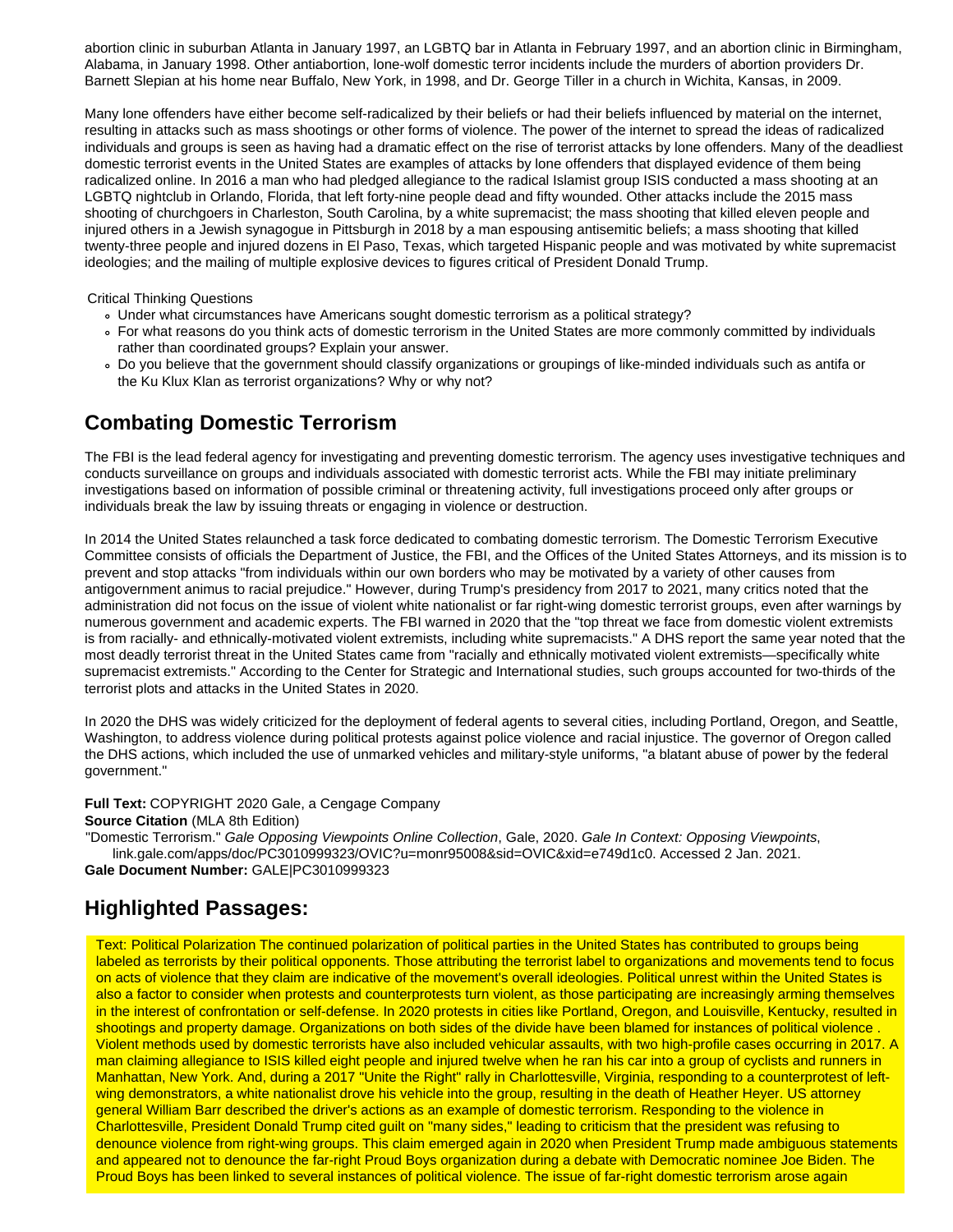abortion clinic in suburban Atlanta in January 1997, an LGBTQ bar in Atlanta in February 1997, and an abortion clinic in Birmingham, Alabama, in January 1998. Other antiabortion, lone-wolf domestic terror incidents include the murders of abortion providers Dr. Barnett Slepian at his home near Buffalo, New York, in 1998, and Dr. George Tiller in a church in Wichita, Kansas, in 2009.

Many lone offenders have either become self-radicalized by their beliefs or had their beliefs influenced by material on the internet, resulting in attacks such as mass shootings or other forms of violence. The power of the internet to spread the ideas of radicalized individuals and groups is seen as having had a dramatic effect on the rise of terrorist attacks by lone offenders. Many of the deadliest domestic terrorist events in the United States are examples of attacks by lone offenders that displayed evidence of them being radicalized online. In 2016 a man who had pledged allegiance to the radical Islamist group ISIS conducted a mass shooting at an LGBTQ nightclub in Orlando, Florida, that left forty-nine people dead and fifty wounded. Other attacks include the 2015 mass shooting of churchgoers in Charleston, South Carolina, by a white supremacist; the mass shooting that killed eleven people and injured others in a Jewish synagogue in Pittsburgh in 2018 by a man espousing antisemitic beliefs; a mass shooting that killed twenty-three people and injured dozens in El Paso, Texas, which targeted Hispanic people and was motivated by white supremacist ideologies; and the mailing of multiple explosive devices to figures critical of President Donald Trump.

Critical Thinking Questions

- Under what circumstances have Americans sought domestic terrorism as a political strategy?
- For what reasons do you think acts of domestic terrorism in the United States are more commonly committed by individuals rather than coordinated groups? Explain your answer.
- Do you believe that the government should classify organizations or groupings of like-minded individuals such as antifa or the Ku Klux Klan as terrorist organizations? Why or why not?

## Combating Domestic Terrorism

The FBI is the lead federal agency for investigating and preventing domestic terrorism. The agency uses investigative techniques and conducts surveillance on groups and individuals associated with domestic terrorist acts. While the FBI may initiate preliminary investigations based on information of possible criminal or threatening activity, full investigations proceed only after groups or individuals break the law by issuing threats or engaging in violence or destruction.

In 2014 the United States relaunched a task force dedicated to combating domestic terrorism. The Domestic Terrorism Executive Committee consists of officials the Department of Justice, the FBI, and the Offices of the United States Attorneys, and its mission is to prevent and stop attacks "from individuals within our own borders who may be motivated by a variety of other causes from antigovernment animus to racial prejudice." However, during Trump's presidency from 2017 to 2021, many critics noted that the administration did not focus on the issue of violent white nationalist or far right-wing domestic terrorist groups, even after warnings by numerous government and academic experts. The FBI warned in 2020 that the "top threat we face from domestic violent extremists is from racially- and ethnically-motivated violent extremists, including white supremacists." A DHS report the same year noted that the most deadly terrorist threat in the United States came from "racially and ethnically motivated violent extremists—specifically white supremacist extremists." According to the Center for Strategic and International studies, such groups accounted for two-thirds of the terrorist plots and attacks in the United States in 2020.

In 2020 the DHS was widely criticized for the deployment of federal agents to several cities, including Portland, Oregon, and Seattle, Washington, to address violence during political protests against police violence and racial injustice. The governor of Oregon called the DHS actions, which included the use of unmarked vehicles and military-style uniforms, "a blatant abuse of power by the federal government."

**Full Text:** COPYRIGHT 2020 Gale, a Cengage Company
**Source Citation** (MLA 8th Edition)
"Domestic Terrorism." *Gale Opposing Viewpoints Online Collection*, Gale, 2020. *Gale In Context: Opposing Viewpoints*, link.gale.com/apps/doc/PC3010999323/OVIC?u=monr95008&sid=OVIC&xid=e749d1c0. Accessed 2 Jan. 2021.
**Gale Document Number:** GALE|PC3010999323

## Highlighted Passages:

Text: Political Polarization The continued polarization of political parties in the United States has contributed to groups being labeled as terrorists by their political opponents. Those attributing the terrorist label to organizations and movements tend to focus on acts of violence that they claim are indicative of the movement's overall ideologies. Political unrest within the United States is also a factor to consider when protests and counterprotests turn violent, as those participating are increasingly arming themselves in the interest of confrontation or self-defense. In 2020 protests in cities like Portland, Oregon, and Louisville, Kentucky, resulted in shootings and property damage. Organizations on both sides of the divide have been blamed for instances of political violence . Violent methods used by domestic terrorists have also included vehicular assaults, with two high-profile cases occurring in 2017. A man claiming allegiance to ISIS killed eight people and injured twelve when he ran his car into a group of cyclists and runners in Manhattan, New York. And, during a 2017 "Unite the Right" rally in Charlottesville, Virginia, responding to a counterprotest of left-wing demonstrators, a white nationalist drove his vehicle into the group, resulting in the death of Heather Heyer. US attorney general William Barr described the driver's actions as an example of domestic terrorism. Responding to the violence in Charlottesville, President Donald Trump cited guilt on "many sides," leading to criticism that the president was refusing to denounce violence from right-wing groups. This claim emerged again in 2020 when President Trump made ambiguous statements and appeared not to denounce the far-right Proud Boys organization during a debate with Democratic nominee Joe Biden. The Proud Boys has been linked to several instances of political violence. The issue of far-right domestic terrorism arose again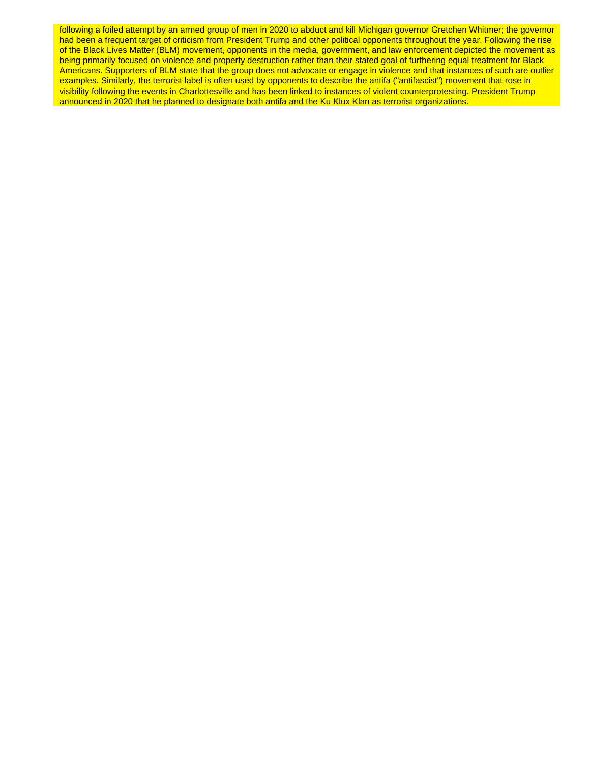following a foiled attempt by an armed group of men in 2020 to abduct and kill Michigan governor Gretchen Whitmer; the governor had been a frequent target of criticism from President Trump and other political opponents throughout the year. Following the rise of the Black Lives Matter (BLM) movement, opponents in the media, government, and law enforcement depicted the movement as being primarily focused on violence and property destruction rather than their stated goal of furthering equal treatment for Black Americans. Supporters of BLM state that the group does not advocate or engage in violence and that instances of such are outlier examples. Similarly, the terrorist label is often used by opponents to describe the antifa ("antifascist") movement that rose in visibility following the events in Charlottesville and has been linked to instances of violent counterprotesting. President Trump announced in 2020 that he planned to designate both antifa and the Ku Klux Klan as terrorist organizations.